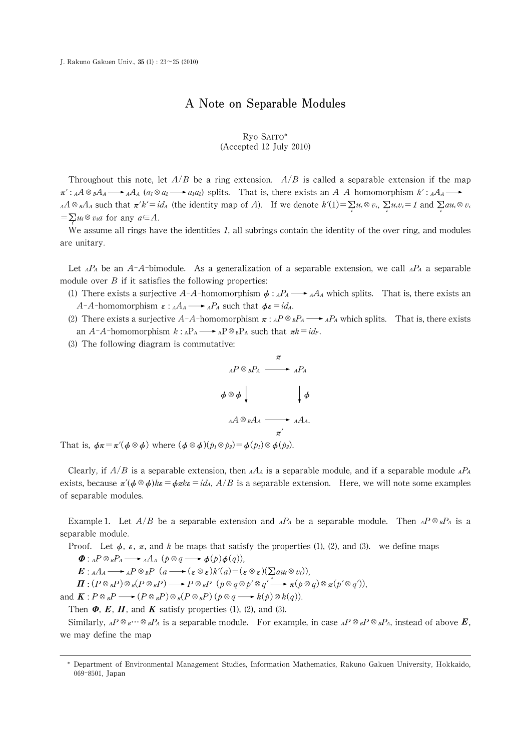# A Note on Separable Modules

Ryo Saito[*]
(Accepted 12 July 2010)

Throughout this note, let $A/B$ be a ring extension. $A/B$ is called a separable extension if the map $\pi' : {}_AA \otimes_B A_A \longrightarrow {}_AA_A$ ($a_1 \otimes a_2 \longrightarrow a_1a_2$) splits. That is, there exists an $A$-$A$-homomorphism $k' : {}_AA_A \longrightarrow {}_AA \otimes_B A_A$ such that $\pi' k' = id_A$ (the identity map of $A$). If we denote $k'(1) = \sum_i u_i \otimes v_i$, $\sum_i u_i v_i = 1$ and $\sum_i au_i \otimes v_i = \sum_i u_i \otimes v_i a$ for any $a \in A$.

We assume all rings have the identities $1$, all subrings contain the identity of the over ring, and modules are unitary.

Let ${}_AP_A$ be an $A$-$A$-bimodule. As a generalization of a separable extension, we call ${}_AP_A$ a separable module over $B$ if it satisfies the following properties:

(1) There exists a surjective $A$-$A$-homomorphism $\phi : {}_AP_A \longrightarrow {}_AA_A$ which splits. That is, there exists an $A$-$A$-homomorphism $\varepsilon : {}_AA_A \longrightarrow {}_AP_A$ such that $\phi\varepsilon = id_A$.

(2) There exists a surjective $A$-$A$-homomorphism $\pi : {}_AP \otimes_B P_A \longrightarrow {}_AP_A$ which splits. That is, there exists an $A$-$A$-homomorphism $k : {}_AP_A \longrightarrow {}_AP \otimes_B P_A$ such that $\pi k = id_P$.

(3) The following diagram is commutative:

$$\begin{array}{ccc} {}_AP \otimes_B P_A & \xrightarrow{\ \pi\ } & {}_AP_A \\ \downarrow{\scriptstyle \phi \otimes \phi} & & \downarrow{\scriptstyle \phi} \\ {}_AA \otimes_B A_A & \xrightarrow{\ \pi'\ } & {}_AA_A. \end{array}$$

That is, $\phi\pi = \pi'(\phi \otimes \phi)$ where $(\phi \otimes \phi)(p_1 \otimes p_2) = \phi(p_1) \otimes \phi(p_2)$.

Clearly, if $A/B$ is a separable extension, then ${}_AA_A$ is a separable module, and if a separable module ${}_AP_A$ exists, because $\pi'(\phi \otimes \phi)k\varepsilon = \phi\pi k\varepsilon = id_A$, $A/B$ is a separable extension. Here, we will note some examples of separable modules.

Example 1. Let $A/B$ be a separable extension and ${}_AP_A$ be a separable module. Then ${}_AP \otimes_B P_A$ is a separable module.

Proof. Let $\phi$, $\varepsilon$, $\pi$, and $k$ be maps that satisfy the properties (1), (2), and (3). we define maps

$\boldsymbol{\Phi} : {}_AP \otimes_B P_A \longrightarrow {}_AA_A$ ($p \otimes q \longrightarrow \phi(p)\phi(q)$),

$\boldsymbol{E} : {}_AA_A \longrightarrow {}_AP \otimes_B P$ ($a \longrightarrow (\varepsilon \otimes \varepsilon)k'(a) = (\varepsilon \otimes \varepsilon)(\sum_i au_i \otimes v_i)$),

$\boldsymbol{\Pi} : (P \otimes_B P) \otimes_B (P \otimes_B P) \longrightarrow P \otimes_B P$ ($p \otimes q \otimes p' \otimes q' \longrightarrow \pi(p \otimes q) \otimes \pi(p' \otimes q')$),

and $\boldsymbol{K} : P \otimes_B P \longrightarrow (P \otimes_B P) \otimes_B (P \otimes_B P)$ ($p \otimes q \longrightarrow k(p) \otimes k(q)$).

Then $\boldsymbol{\Phi}$, $\boldsymbol{E}$, $\boldsymbol{\Pi}$, and $\boldsymbol{K}$ satisfy properties (1), (2), and (3).

Similarly, ${}_AP \otimes_B \cdots \otimes_B P_A$ is a separable module. For example, in case ${}_AP \otimes_B P \otimes_B P_A$, instead of above $\boldsymbol{E}$, we may define the map

[*] Department of Environmental Management Studies, Information Mathematics, Rakuno Gakuen University, Hokkaido, 069-8501, Japan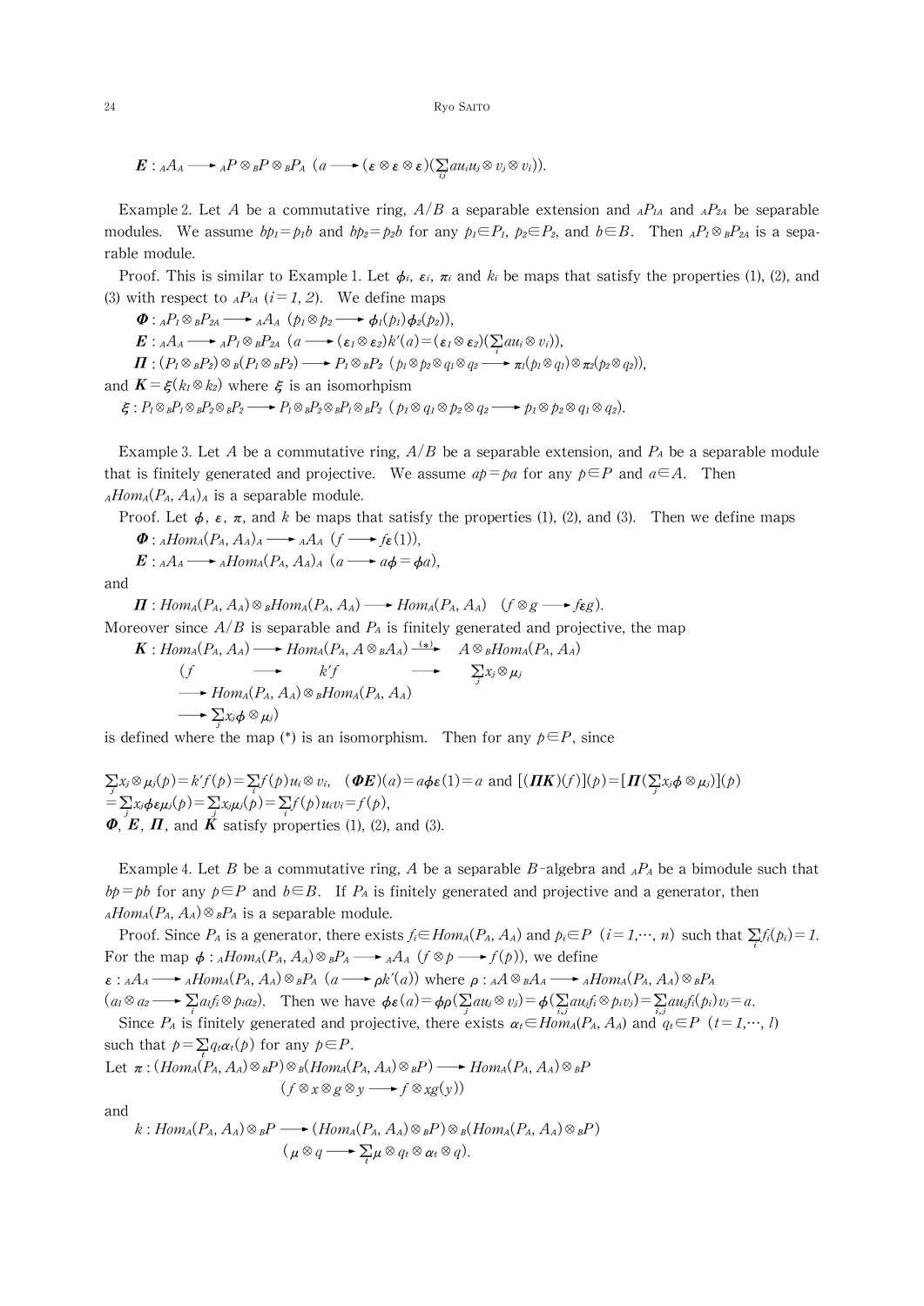$$\boldsymbol{E} : {}_AA_A \longrightarrow {}_AP \otimes_B P \otimes_B P_A \ \ (a \longrightarrow (\boldsymbol{\varepsilon} \otimes \boldsymbol{\varepsilon} \otimes \boldsymbol{\varepsilon})(\sum_{ij} au_iu_j \otimes v_j \otimes v_i)).$$

Example 2. Let $A$ be a commutative ring, $A/B$ a separable extension and ${}_AP_{1A}$ and ${}_AP_{2A}$ be separable modules. We assume $bp_1 = p_1b$ and $bp_2 = p_2b$ for any $p_1 \in P_1$, $p_2 \in P_2$, and $b \in B$. Then ${}_AP_1 \otimes_B P_{2A}$ is a separable module.

Proof. This is similar to Example 1. Let $\phi_i$, $\varepsilon_i$, $\pi_i$ and $k_i$ be maps that satisfy the properties (1), (2), and (3) with respect to ${}_AP_{iA}$ $(i = 1, 2)$. We define maps

$\boldsymbol{\Phi} : {}_AP_1 \otimes_B P_{2A} \longrightarrow {}_AA_A \ \ (p_1 \otimes p_2 \longrightarrow \phi_1(p_1)\phi_2(p_2)),$

$\boldsymbol{E} : {}_AA_A \longrightarrow {}_AP_1 \otimes_B P_{2A} \ \ (a \longrightarrow (\varepsilon_1 \otimes \varepsilon_2)k'(a) = (\varepsilon_1 \otimes \varepsilon_2)(\sum_i au_i \otimes v_i)),$

$\boldsymbol{\Pi} : (P_1 \otimes_B P_2) \otimes_B (P_1 \otimes_B P_2) \longrightarrow P_1 \otimes_B P_2 \ \ (p_1 \otimes p_2 \otimes q_1 \otimes q_2 \longrightarrow \pi_1(p_1 \otimes q_1) \otimes \pi_2(p_2 \otimes q_2)),$

and $\boldsymbol{K} = \xi(k_1 \otimes k_2)$ where $\xi$ is an isomorhpism

$\xi : P_1 \otimes_B P_1 \otimes_B P_2 \otimes_B P_2 \longrightarrow P_1 \otimes_B P_2 \otimes_B P_1 \otimes_B P_2 \ \ (p_1 \otimes q_1 \otimes p_2 \otimes q_2 \longrightarrow p_1 \otimes p_2 \otimes q_1 \otimes q_2).$

Example 3. Let $A$ be a commutative ring, $A/B$ be a separable extension, and $P_A$ be a separable module that is finitely generated and projective. We assume $ap = pa$ for any $p \in P$ and $a \in A$. Then ${}_AHom_A(P_A, A_A)_A$ is a separable module.

Proof. Let $\phi$, $\varepsilon$, $\pi$, and $k$ be maps that satisfy the properties (1), (2), and (3). Then we define maps

$\boldsymbol{\Phi} : {}_AHom_A(P_A, A_A)_A \longrightarrow {}_AA_A \ \ (f \longrightarrow f\varepsilon(1)),$

$\boldsymbol{E} : {}_AA_A \longrightarrow {}_AHom_A(P_A, A_A)_A \ \ (a \longrightarrow a\phi = \phi a),$

and

$\boldsymbol{\Pi} : Hom_A(P_A, A_A) \otimes_B Hom_A(P_A, A_A) \longrightarrow Hom_A(P_A, A_A) \quad (f \otimes g \longrightarrow f\varepsilon g).$

Moreover since $A/B$ is separable and $P_A$ is finitely generated and projective, the map

$$\begin{aligned}
\boldsymbol{K} : Hom_A(P_A, A_A) &\longrightarrow Hom_A(P_A, A \otimes_B A_A) \xrightarrow{(*)} A \otimes_B Hom_A(P_A, A_A) \\
(f &\longrightarrow k'f \longrightarrow \sum_j x_j \otimes \mu_j \\
&\longrightarrow Hom_A(P_A, A_A) \otimes_B Hom_A(P_A, A_A) \\
&\longrightarrow \sum_j x_j\phi \otimes \mu_j)
\end{aligned}$$

is defined where the map (\*) is an isomorphism. Then for any $p \in P$, since

$\sum_j x_j \otimes \mu_j(p) = k'f(p) = \sum_i f(p)u_i \otimes v_i$, $\quad (\boldsymbol{\Phi E})(a) = a\phi\varepsilon(1) = a$ and $[(\boldsymbol{\Pi K})(f)](p) = [\boldsymbol{\Pi}(\sum_j x_j\phi \otimes \mu_j)](p)$
$= \sum_j x_j\phi\varepsilon\mu_j(p) = \sum_j x_j\mu_j(p) = \sum_i f(p)u_iv_i = f(p),$

$\boldsymbol{\Phi}$, $\boldsymbol{E}$, $\boldsymbol{\Pi}$, and $\boldsymbol{K}$ satisfy properties (1), (2), and (3).

Example 4. Let $B$ be a commutative ring, $A$ be a separable $B$-algebra and ${}_AP_A$ be a bimodule such that $bp = pb$ for any $p \in P$ and $b \in B$. If $P_A$ is finitely generated and projective and a generator, then ${}_AHom_A(P_A, A_A) \otimes_B P_A$ is a separable module.

Proof. Since $P_A$ is a generator, there exists $f_i \in Hom_A(P_A, A_A)$ and $p_i \in P$ $(i = 1, \cdots, n)$ such that $\sum_i f_i(p_i) = 1$. For the map $\phi : {}_AHom_A(P_A, A_A) \otimes_B P_A \longrightarrow {}_AA_A \ \ (f \otimes p \longrightarrow f(p))$, we define $\varepsilon : {}_AA_A \longrightarrow {}_AHom_A(P_A, A_A) \otimes_B P_A \ \ (a \longrightarrow \rho k'(a))$ where $\rho : {}_AA \otimes_B A_A \longrightarrow {}_AHom_A(P_A, A_A) \otimes_B P_A$ $(a_1 \otimes a_2 \longrightarrow \sum_i a_1f_i \otimes p_ia_2)$. Then we have $\phi\varepsilon(a) = \phi\rho(\sum_j au_j \otimes v_j) = \phi(\sum_{i,j} au_jf_i \otimes p_iv_j) = \sum_{i,j} au_jf_i(p_i)v_j = a.$

Since $P_A$ is finitely generated and projective, there exists $\alpha_t \in Hom_A(P_A, A_A)$ and $q_t \in P$ $(t = 1, \cdots, l)$ such that $p = \sum_t q_t\alpha_t(p)$ for any $p \in P$.

Let 
$$\pi : (Hom_A(P_A, A_A) \otimes_B P) \otimes_B (Hom_A(P_A, A_A) \otimes_B P) \longrightarrow Hom_A(P_A, A_A) \otimes_B P$$
$$(f \otimes x \otimes g \otimes y \longrightarrow f \otimes xg(y))$$

and

$$k : Hom_A(P_A, A_A) \otimes_B P \longrightarrow (Hom_A(P_A, A_A) \otimes_B P) \otimes_B (Hom_A(P_A, A_A) \otimes_B P)$$
$$(\mu \otimes q \longrightarrow \sum_t \mu \otimes q_t \otimes \alpha_t \otimes q).$$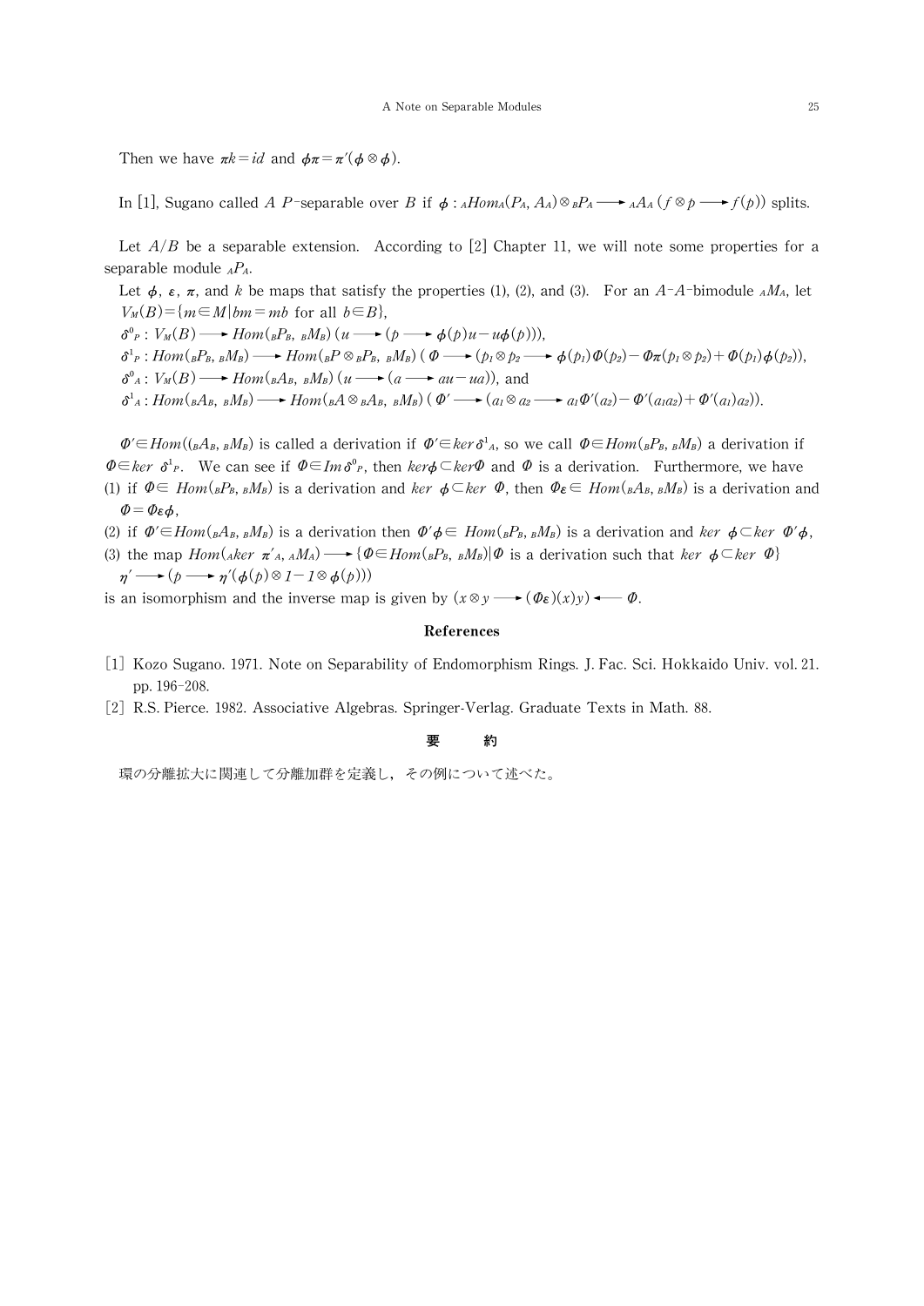Then we have $\pi k = id$ and $\phi\pi = \pi'(\phi \otimes \phi)$.

In [1], Sugano called $A$ $P$-separable over $B$ if $\phi : {}_AHom_A(P_A, A_A) \otimes {}_BP_A \longrightarrow {}_AA_A$ $(f \otimes p \longrightarrow f(p))$ splits.

Let $A/B$ be a separable extension. According to [2] Chapter 11, we will note some properties for a separable module ${}_AP_A$.

Let $\phi$, $\varepsilon$, $\pi$, and $k$ be maps that satisfy the properties (1), (2), and (3). For an $A$-$A$-bimodule ${}_AM_A$, let $V_M(B) = \{m \in M \mid bm = mb \text{ for all } b \in B\}$,

$\delta^0{}_P : V_M(B) \longrightarrow Hom({}_BP_B, {}_BM_B)$ $(u \longrightarrow (p \longrightarrow \phi(p)u - u\phi(p)))$,

$\delta^1{}_P : Hom({}_BP_B, {}_BM_B) \longrightarrow Hom({}_BP \otimes {}_BP_B, {}_BM_B)$ $(\Phi \longrightarrow (p_1 \otimes p_2 \longrightarrow \phi(p_1)\Phi(p_2) - \Phi\pi(p_1 \otimes p_2) + \Phi(p_1)\phi(p_2))$,

$\delta^0{}_A : V_M(B) \longrightarrow Hom({}_BA_B, {}_BM_B)$ $(u \longrightarrow (a \longrightarrow au - ua))$, and

$\delta^1{}_A : Hom({}_BA_B, {}_BM_B) \longrightarrow Hom({}_BA \otimes {}_BA_B, {}_BM_B)$ $(\Phi' \longrightarrow (a_1 \otimes a_2 \longrightarrow a_1\Phi'(a_2) - \Phi'(a_1a_2) + \Phi'(a_1)a_2))$.

$\Phi' \in Hom(({}_BA_B, {}_BM_B)$ is called a derivation if $\Phi' \in ker\,\delta^1{}_A$, so we call $\Phi \in Hom({}_BP_B, {}_BM_B)$ a derivation if $\Phi \in ker\ \delta^1{}_P$. We can see if $\Phi \in Im\,\delta^0{}_P$, then $ker\phi \subset ker\Phi$ and $\Phi$ is a derivation. Furthermore, we have

(1) if $\Phi \in Hom({}_BP_B, {}_BM_B)$ is a derivation and $ker\ \phi \subset ker\ \Phi$, then $\Phi\varepsilon \in Hom({}_BA_B, {}_BM_B)$ is a derivation and $\Phi = \Phi\varepsilon\phi$,

(2) if $\Phi' \in Hom({}_BA_B, {}_BM_B)$ is a derivation then $\Phi'\phi \in Hom({}_BP_B, {}_BM_B)$ is a derivation and $ker\ \phi \subset ker\ \Phi'\phi$,

(3) the map $Hom({}_Aker\ \pi'{}_A, {}_AM_A) \longrightarrow \{\Phi \in Hom({}_BP_B, {}_BM_B) \mid \Phi$ is a derivation such that $ker\ \phi \subset ker\ \Phi\}$
$\eta' \longrightarrow (p \longrightarrow \eta'(\phi(p) \otimes 1 - 1 \otimes \phi(p)))$

is an isomorphism and the inverse map is given by $(x \otimes y \longrightarrow (\Phi\varepsilon)(x)y) \longleftarrow \Phi$.

## References

[1] Kozo Sugano. 1971. Note on Separability of Endomorphism Rings. J. Fac. Sci. Hokkaido Univ. vol. 21. pp. 196-208.

[2] R.S. Pierce. 1982. Associative Algebras. Springer-Verlag. Graduate Texts in Math. 88.

## 要　　約

環の分離拡大に関連して分離加群を定義し，その例について述べた。